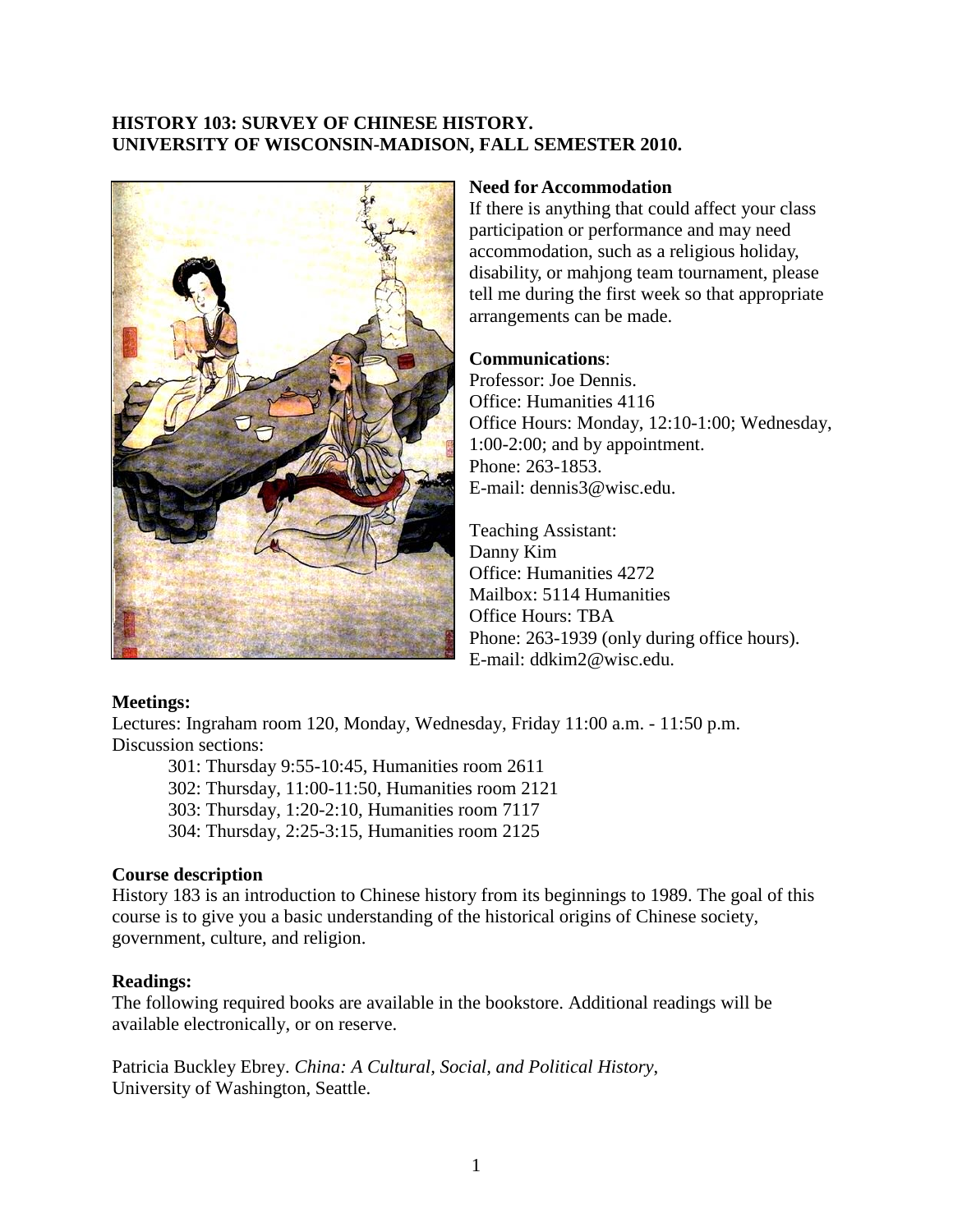**HISTORY 103: SURVEY OF CHINESE HISTORY.**
**UNIVERSITY OF WISCONSIN-MADISON, FALL SEMESTER 2010.**

**Need for Accommodation**

If there is anything that could affect your class participation or performance and may need accommodation, such as a religious holiday, disability, or mahjong team tournament, please tell me during the first week so that appropriate arrangements can be made.

**Communications**:

Professor: Joe Dennis.
Office: Humanities 4116
Office Hours: Monday, 12:10-1:00; Wednesday, 1:00-2:00; and by appointment.
Phone: 263-1853.
E-mail: dennis3@wisc.edu.

Teaching Assistant:
Danny Kim
Office: Humanities 4272
Mailbox: 5114 Humanities
Office Hours: TBA
Phone: 263-1939 (only during office hours).
E-mail: ddkim2@wisc.edu.

**Meetings:**

Lectures: Ingraham room 120, Monday, Wednesday, Friday 11:00 a.m. - 11:50 p.m.
Discussion sections:

- 301: Thursday 9:55-10:45, Humanities room 2611
- 302: Thursday, 11:00-11:50, Humanities room 2121
- 303: Thursday, 1:20-2:10, Humanities room 7117
- 304: Thursday, 2:25-3:15, Humanities room 2125

**Course description**

History 183 is an introduction to Chinese history from its beginnings to 1989. The goal of this course is to give you a basic understanding of the historical origins of Chinese society, government, culture, and religion.

**Readings:**

The following required books are available in the bookstore. Additional readings will be available electronically, or on reserve.

Patricia Buckley Ebrey. *China: A Cultural, Social, and Political History*, University of Washington, Seattle.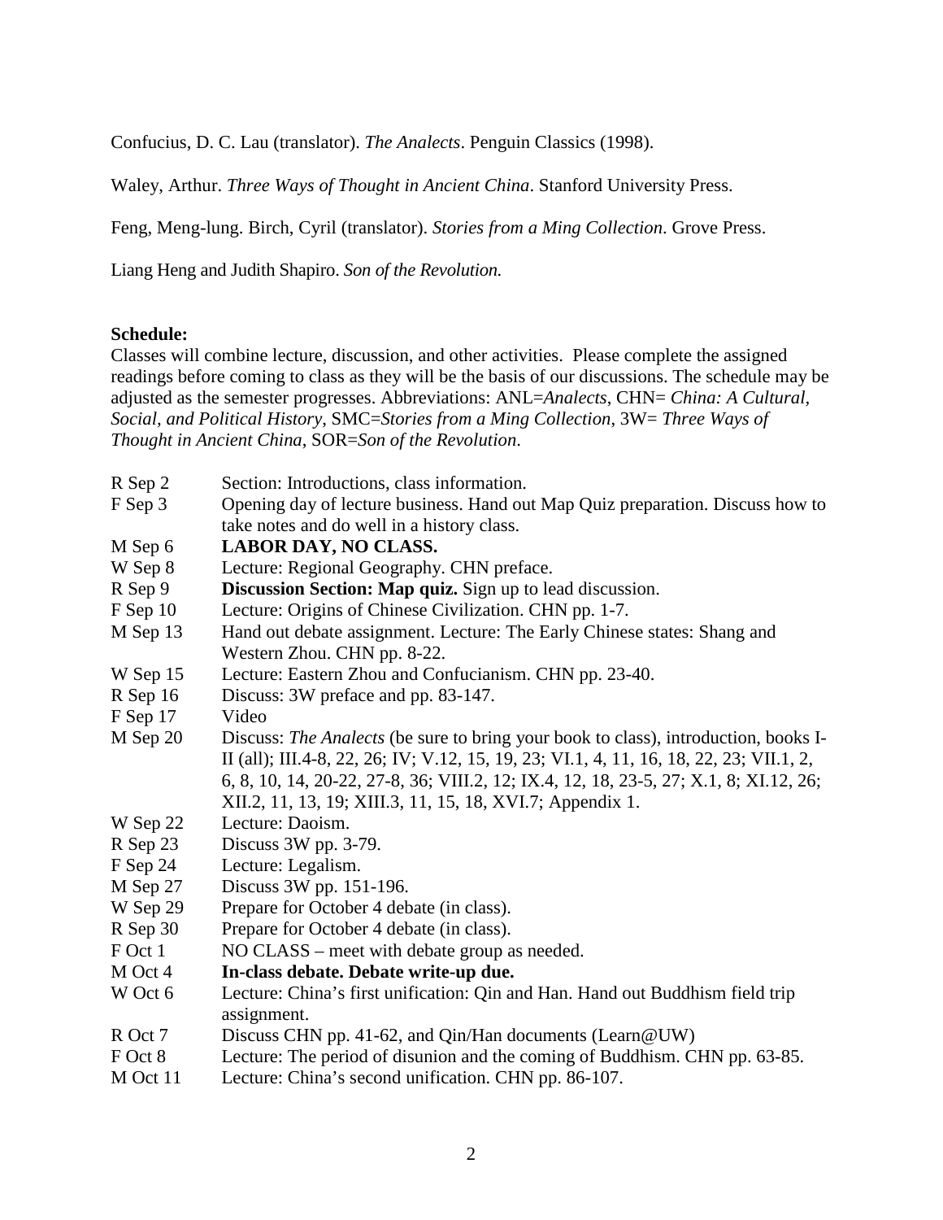Confucius, D. C. Lau (translator). *The Analects*. Penguin Classics (1998).

Waley, Arthur. *Three Ways of Thought in Ancient China*. Stanford University Press.

Feng, Meng-lung. Birch, Cyril (translator). *Stories from a Ming Collection*. Grove Press.

Liang Heng and Judith Shapiro. *Son of the Revolution.*

**Schedule:**

Classes will combine lecture, discussion, and other activities. Please complete the assigned readings before coming to class as they will be the basis of our discussions. The schedule may be adjusted as the semester progresses. Abbreviations: ANL=*Analects*, CHN= *China: A Cultural, Social, and Political History*, SMC=*Stories from a Ming Collection*, 3W= *Three Ways of Thought in Ancient China*, SOR=*Son of the Revolution*.

| | |
|---|---|
| R Sep 2 | Section: Introductions, class information. |
| F Sep 3 | Opening day of lecture business. Hand out Map Quiz preparation. Discuss how to take notes and do well in a history class. |
| M Sep 6 | **LABOR DAY, NO CLASS.** |
| W Sep 8 | Lecture: Regional Geography. CHN preface. |
| R Sep 9 | **Discussion Section: Map quiz.** Sign up to lead discussion. |
| F Sep 10 | Lecture: Origins of Chinese Civilization. CHN pp. 1-7. |
| M Sep 13 | Hand out debate assignment. Lecture: The Early Chinese states: Shang and Western Zhou. CHN pp. 8-22. |
| W Sep 15 | Lecture: Eastern Zhou and Confucianism. CHN pp. 23-40. |
| R Sep 16 | Discuss: 3W preface and pp. 83-147. |
| F Sep 17 | Video |
| M Sep 20 | Discuss: *The Analects* (be sure to bring your book to class), introduction, books I-II (all); III.4-8, 22, 26; IV; V.12, 15, 19, 23; VI.1, 4, 11, 16, 18, 22, 23; VII.1, 2, 6, 8, 10, 14, 20-22, 27-8, 36; VIII.2, 12; IX.4, 12, 18, 23-5, 27; X.1, 8; XI.12, 26; XII.2, 11, 13, 19; XIII.3, 11, 15, 18, XVI.7; Appendix 1. |
| W Sep 22 | Lecture: Daoism. |
| R Sep 23 | Discuss 3W pp. 3-79. |
| F Sep 24 | Lecture: Legalism. |
| M Sep 27 | Discuss 3W pp. 151-196. |
| W Sep 29 | Prepare for October 4 debate (in class). |
| R Sep 30 | Prepare for October 4 debate (in class). |
| F Oct 1 | NO CLASS – meet with debate group as needed. |
| M Oct 4 | **In-class debate. Debate write-up due.** |
| W Oct 6 | Lecture: China's first unification: Qin and Han. Hand out Buddhism field trip assignment. |
| R Oct 7 | Discuss CHN pp. 41-62, and Qin/Han documents (Learn@UW) |
| F Oct 8 | Lecture: The period of disunion and the coming of Buddhism. CHN pp. 63-85. |
| M Oct 11 | Lecture: China's second unification. CHN pp. 86-107. |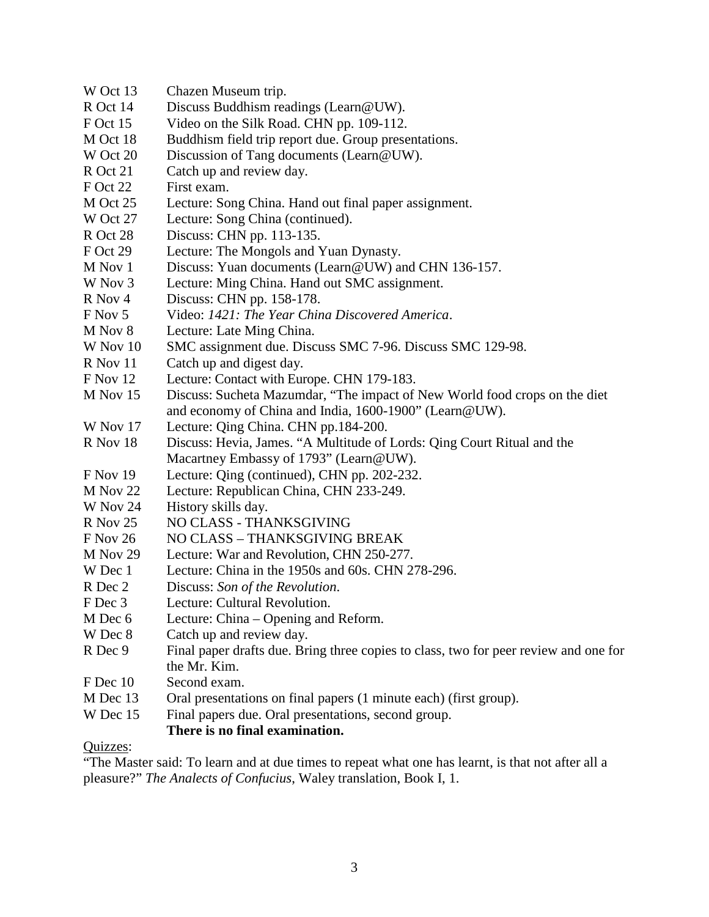| | |
|---|---|
| W Oct 13 | Chazen Museum trip. |
| R Oct 14 | Discuss Buddhism readings (Learn@UW). |
| F Oct 15 | Video on the Silk Road. CHN pp. 109-112. |
| M Oct 18 | Buddhism field trip report due. Group presentations. |
| W Oct 20 | Discussion of Tang documents (Learn@UW). |
| R Oct 21 | Catch up and review day. |
| F Oct 22 | First exam. |
| M Oct 25 | Lecture: Song China. Hand out final paper assignment. |
| W Oct 27 | Lecture: Song China (continued). |
| R Oct 28 | Discuss: CHN pp. 113-135. |
| F Oct 29 | Lecture: The Mongols and Yuan Dynasty. |
| M Nov 1 | Discuss: Yuan documents (Learn@UW) and CHN 136-157. |
| W Nov 3 | Lecture: Ming China. Hand out SMC assignment. |
| R Nov 4 | Discuss: CHN pp. 158-178. |
| F Nov 5 | Video: *1421: The Year China Discovered America*. |
| M Nov 8 | Lecture: Late Ming China. |
| W Nov 10 | SMC assignment due. Discuss SMC 7-96. Discuss SMC 129-98. |
| R Nov 11 | Catch up and digest day. |
| F Nov 12 | Lecture: Contact with Europe. CHN 179-183. |
| M Nov 15 | Discuss: Sucheta Mazumdar, "The impact of New World food crops on the diet and economy of China and India, 1600-1900" (Learn@UW). |
| W Nov 17 | Lecture: Qing China. CHN pp.184-200. |
| R Nov 18 | Discuss: Hevia, James. "A Multitude of Lords: Qing Court Ritual and the Macartney Embassy of 1793" (Learn@UW). |
| F Nov 19 | Lecture: Qing (continued), CHN pp. 202-232. |
| M Nov 22 | Lecture: Republican China, CHN 233-249. |
| W Nov 24 | History skills day. |
| R Nov 25 | NO CLASS - THANKSGIVING |
| F Nov 26 | NO CLASS – THANKSGIVING BREAK |
| M Nov 29 | Lecture: War and Revolution, CHN 250-277. |
| W Dec 1 | Lecture: China in the 1950s and 60s. CHN 278-296. |
| R Dec 2 | Discuss: *Son of the Revolution*. |
| F Dec 3 | Lecture: Cultural Revolution. |
| M Dec 6 | Lecture: China – Opening and Reform. |
| W Dec 8 | Catch up and review day. |
| R Dec 9 | Final paper drafts due. Bring three copies to class, two for peer review and one for the Mr. Kim. |
| F Dec 10 | Second exam. |
| M Dec 13 | Oral presentations on final papers (1 minute each) (first group). |
| W Dec 15 | Final papers due. Oral presentations, second group. |
| | **There is no final examination.** |

Quizzes:

"The Master said: To learn and at due times to repeat what one has learnt, is that not after all a pleasure?" *The Analects of Confucius*, Waley translation, Book I, 1.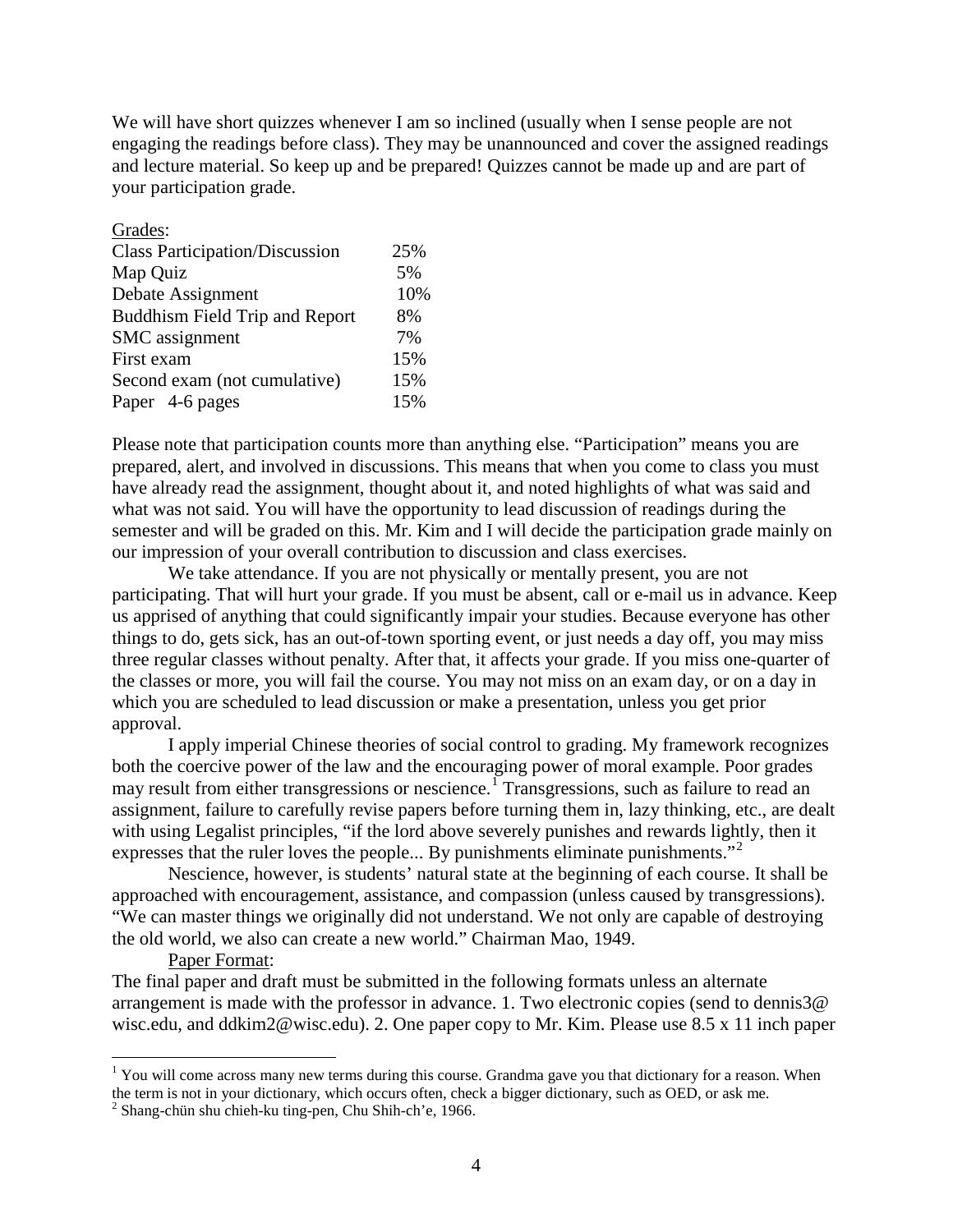We will have short quizzes whenever I am so inclined (usually when I sense people are not engaging the readings before class). They may be unannounced and cover the assigned readings and lecture material. So keep up and be prepared! Quizzes cannot be made up and are part of your participation grade.

Grades:

| | |
|---|---|
| Class Participation/Discussion | 25% |
| Map Quiz | 5% |
| Debate Assignment | 10% |
| Buddhism Field Trip and Report | 8% |
| SMC assignment | 7% |
| First exam | 15% |
| Second exam (not cumulative) | 15% |
| Paper 4-6 pages | 15% |

Please note that participation counts more than anything else. "Participation" means you are prepared, alert, and involved in discussions. This means that when you come to class you must have already read the assignment, thought about it, and noted highlights of what was said and what was not said. You will have the opportunity to lead discussion of readings during the semester and will be graded on this. Mr. Kim and I will decide the participation grade mainly on our impression of your overall contribution to discussion and class exercises.

We take attendance. If you are not physically or mentally present, you are not participating. That will hurt your grade. If you must be absent, call or e-mail us in advance. Keep us apprised of anything that could significantly impair your studies. Because everyone has other things to do, gets sick, has an out-of-town sporting event, or just needs a day off, you may miss three regular classes without penalty. After that, it affects your grade. If you miss one-quarter of the classes or more, you will fail the course. You may not miss on an exam day, or on a day in which you are scheduled to lead discussion or make a presentation, unless you get prior approval.

I apply imperial Chinese theories of social control to grading. My framework recognizes both the coercive power of the law and the encouraging power of moral example. Poor grades may result from either transgressions or nescience.[1] Transgressions, such as failure to read an assignment, failure to carefully revise papers before turning them in, lazy thinking, etc., are dealt with using Legalist principles, "if the lord above severely punishes and rewards lightly, then it expresses that the ruler loves the people... By punishments eliminate punishments."[2]

Nescience, however, is students' natural state at the beginning of each course. It shall be approached with encouragement, assistance, and compassion (unless caused by transgressions). "We can master things we originally did not understand. We not only are capable of destroying the old world, we also can create a new world." Chairman Mao, 1949.

Paper Format:

The final paper and draft must be submitted in the following formats unless an alternate arrangement is made with the professor in advance. 1. Two electronic copies (send to dennis3@ wisc.edu, and ddkim2@wisc.edu). 2. One paper copy to Mr. Kim. Please use 8.5 x 11 inch paper

---

[1] You will come across many new terms during this course. Grandma gave you that dictionary for a reason. When the term is not in your dictionary, which occurs often, check a bigger dictionary, such as OED, or ask me.

[2] Shang-chün shu chieh-ku ting-pen, Chu Shih-ch'e, 1966.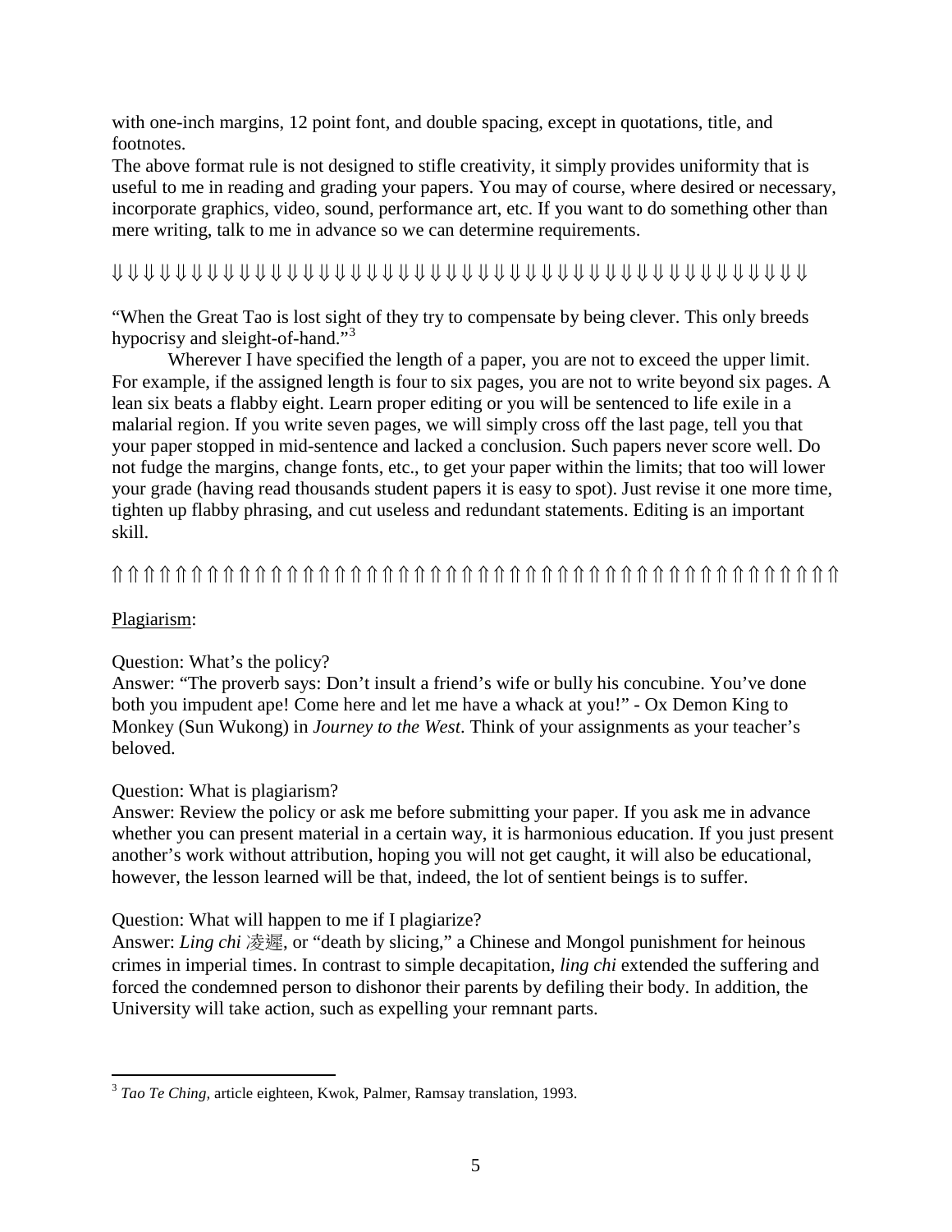with one-inch margins, 12 point font, and double spacing, except in quotations, title, and footnotes.

The above format rule is not designed to stifle creativity, it simply provides uniformity that is useful to me in reading and grading your papers. You may of course, where desired or necessary, incorporate graphics, video, sound, performance art, etc. If you want to do something other than mere writing, talk to me in advance so we can determine requirements.

⇓⇓⇓⇓⇓⇓⇓⇓⇓⇓⇓⇓⇓⇓⇓⇓⇓⇓⇓⇓⇓⇓⇓⇓⇓⇓⇓⇓⇓⇓⇓⇓⇓⇓⇓⇓⇓⇓⇓⇓⇓⇓⇓⇓⇓⇓⇓⇓

"When the Great Tao is lost sight of they try to compensate by being clever. This only breeds hypocrisy and sleight-of-hand."[3]

Wherever I have specified the length of a paper, you are not to exceed the upper limit. For example, if the assigned length is four to six pages, you are not to write beyond six pages. A lean six beats a flabby eight. Learn proper editing or you will be sentenced to life exile in a malarial region. If you write seven pages, we will simply cross off the last page, tell you that your paper stopped in mid-sentence and lacked a conclusion. Such papers never score well. Do not fudge the margins, change fonts, etc., to get your paper within the limits; that too will lower your grade (having read thousands student papers it is easy to spot). Just revise it one more time, tighten up flabby phrasing, and cut useless and redundant statements. Editing is an important skill.

⇑⇑⇑⇑⇑⇑⇑⇑⇑⇑⇑⇑⇑⇑⇑⇑⇑⇑⇑⇑⇑⇑⇑⇑⇑⇑⇑⇑⇑⇑⇑⇑⇑⇑⇑⇑⇑⇑⇑⇑⇑⇑⇑⇑⇑⇑⇑⇑

Plagiarism:

Question: What's the policy?
Answer: "The proverb says: Don't insult a friend's wife or bully his concubine. You've done both you impudent ape! Come here and let me have a whack at you!" - Ox Demon King to Monkey (Sun Wukong) in *Journey to the West*. Think of your assignments as your teacher's beloved.

Question: What is plagiarism?
Answer: Review the policy or ask me before submitting your paper. If you ask me in advance whether you can present material in a certain way, it is harmonious education. If you just present another's work without attribution, hoping you will not get caught, it will also be educational, however, the lesson learned will be that, indeed, the lot of sentient beings is to suffer.

Question: What will happen to me if I plagiarize?
Answer: *Ling chi* 凌遲, or "death by slicing," a Chinese and Mongol punishment for heinous crimes in imperial times. In contrast to simple decapitation, *ling chi* extended the suffering and forced the condemned person to dishonor their parents by defiling their body. In addition, the University will take action, such as expelling your remnant parts.

---

[3] *Tao Te Ching,* article eighteen, Kwok, Palmer, Ramsay translation, 1993.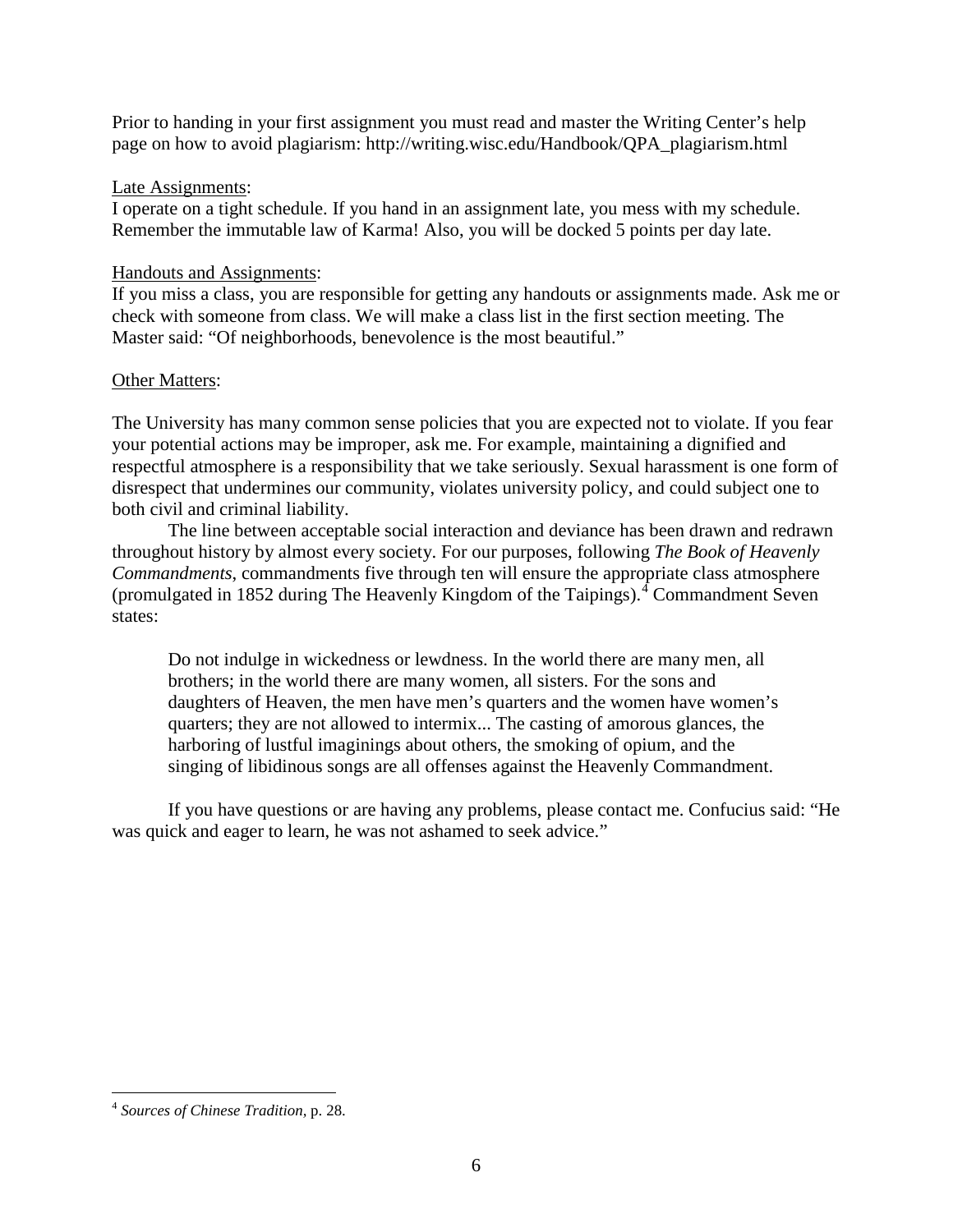Prior to handing in your first assignment you must read and master the Writing Center's help page on how to avoid plagiarism: http://writing.wisc.edu/Handbook/QPA_plagiarism.html

<u>Late Assignments</u>:

I operate on a tight schedule. If you hand in an assignment late, you mess with my schedule. Remember the immutable law of Karma! Also, you will be docked 5 points per day late.

<u>Handouts and Assignments</u>:

If you miss a class, you are responsible for getting any handouts or assignments made. Ask me or check with someone from class. We will make a class list in the first section meeting. The Master said: "Of neighborhoods, benevolence is the most beautiful."

<u>Other Matters</u>:

The University has many common sense policies that you are expected not to violate. If you fear your potential actions may be improper, ask me. For example, maintaining a dignified and respectful atmosphere is a responsibility that we take seriously. Sexual harassment is one form of disrespect that undermines our community, violates university policy, and could subject one to both civil and criminal liability.

The line between acceptable social interaction and deviance has been drawn and redrawn throughout history by almost every society. For our purposes, following *The Book of Heavenly Commandments*, commandments five through ten will ensure the appropriate class atmosphere (promulgated in 1852 during The Heavenly Kingdom of the Taipings).[4] Commandment Seven states:

> Do not indulge in wickedness or lewdness. In the world there are many men, all brothers; in the world there are many women, all sisters. For the sons and daughters of Heaven, the men have men's quarters and the women have women's quarters; they are not allowed to intermix... The casting of amorous glances, the harboring of lustful imaginings about others, the smoking of opium, and the singing of libidinous songs are all offenses against the Heavenly Commandment.

If you have questions or are having any problems, please contact me. Confucius said: "He was quick and eager to learn, he was not ashamed to seek advice."

---

[4] *Sources of Chinese Tradition,* p. 28.